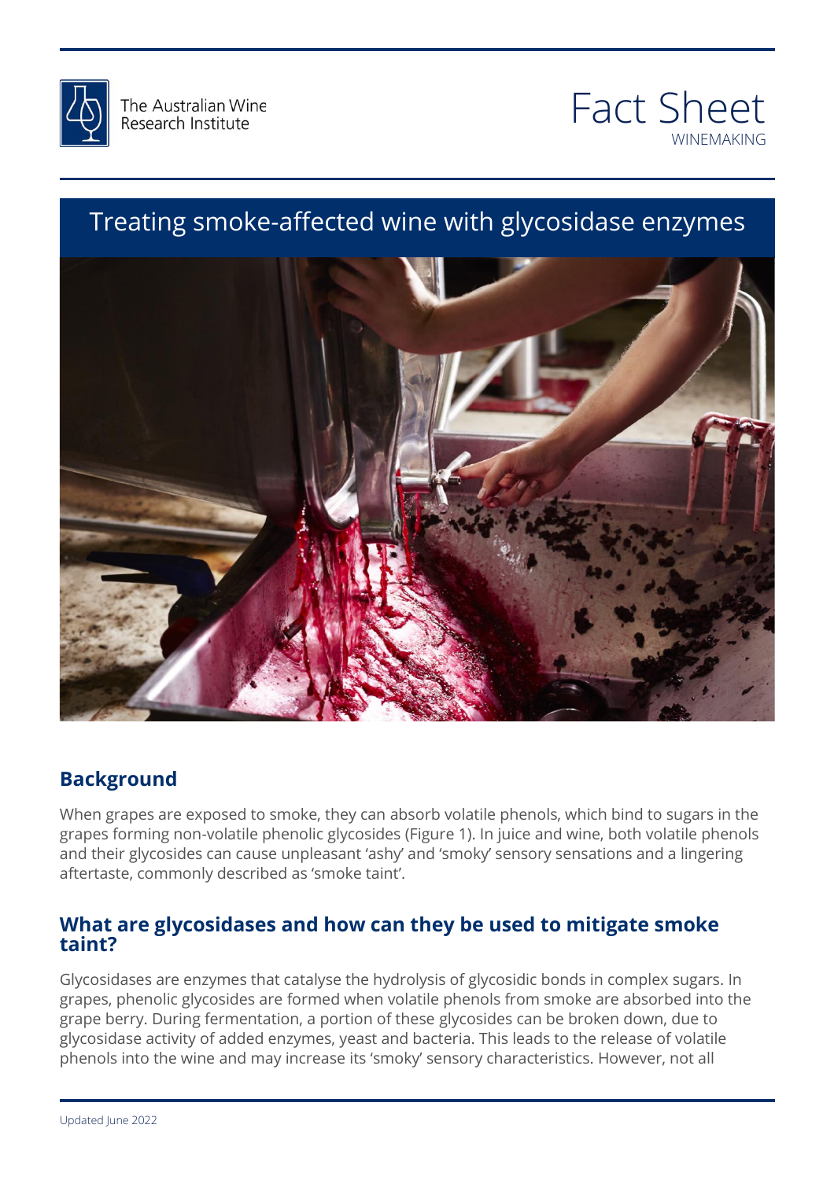The Australian Wine Research Institute

# Fact Sheet

WINEMAKING

# Treating smoke-affected wine with glycosidase enzymes

## Background

When grapes are exposed to smoke, they can absorb volatile phenols, which bind to sugars in the grapes forming non-volatile phenolic glycosides (Figure 1). In juice and wine, both volatile phenols and their glycosides can cause unpleasant 'ashy' and 'smoky' sensory sensations and a lingering aftertaste, commonly described as 'smoke taint'.

## What are glycosidases and how can they be used to mitigate smoke taint?

Glycosidases are enzymes that catalyse the hydrolysis of glycosidic bonds in complex sugars. In grapes, phenolic glycosides are formed when volatile phenols from smoke are absorbed into the grape berry. During fermentation, a portion of these glycosides can be broken down, due to glycosidase activity of added enzymes, yeast and bacteria. This leads to the release of volatile phenols into the wine and may increase its 'smoky' sensory characteristics. However, not all

Updated June 2022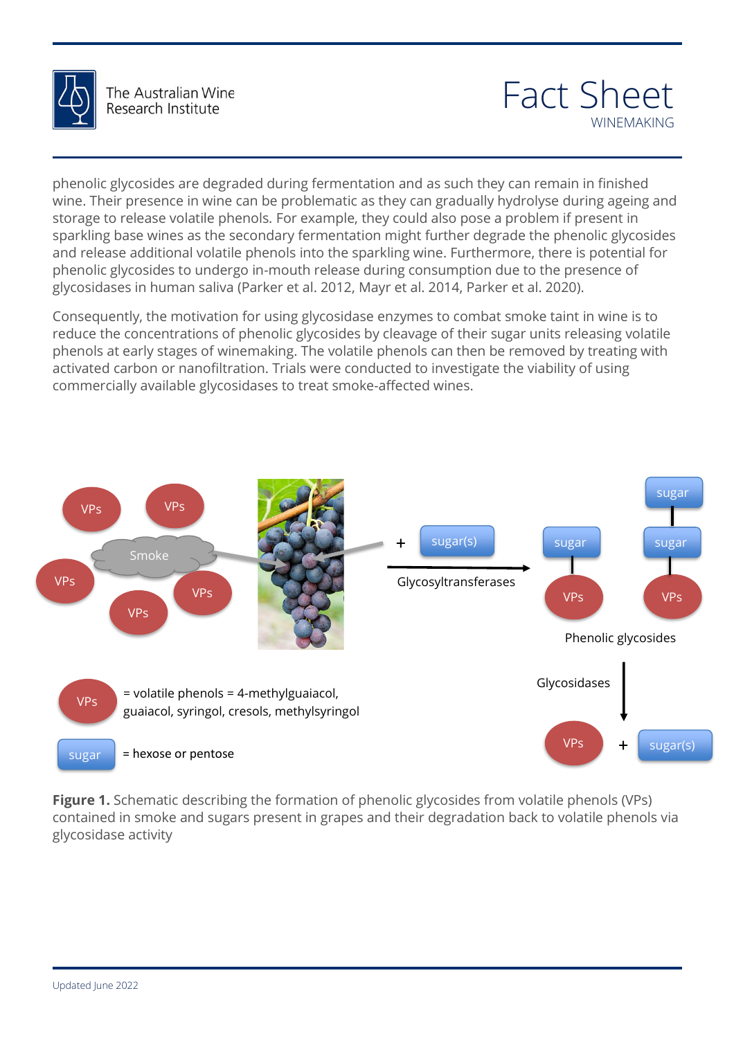phenolic glycosides are degraded during fermentation and as such they can remain in finished wine. Their presence in wine can be problematic as they can gradually hydrolyse during ageing and storage to release volatile phenols. For example, they could also pose a problem if present in sparkling base wines as the secondary fermentation might further degrade the phenolic glycosides and release additional volatile phenols into the sparkling wine. Furthermore, there is potential for phenolic glycosides to undergo in-mouth release during consumption due to the presence of glycosidases in human saliva (Parker et al. 2012, Mayr et al. 2014, Parker et al. 2020).

Consequently, the motivation for using glycosidase enzymes to combat smoke taint in wine is to reduce the concentrations of phenolic glycosides by cleavage of their sugar units releasing volatile phenols at early stages of winemaking. The volatile phenols can then be removed by treating with activated carbon or nanofiltration. Trials were conducted to investigate the viability of using commercially available glycosidases to treat smoke-affected wines.

**Figure 1.** Schematic describing the formation of phenolic glycosides from volatile phenols (VPs) contained in smoke and sugars present in grapes and their degradation back to volatile phenols via glycosidase activity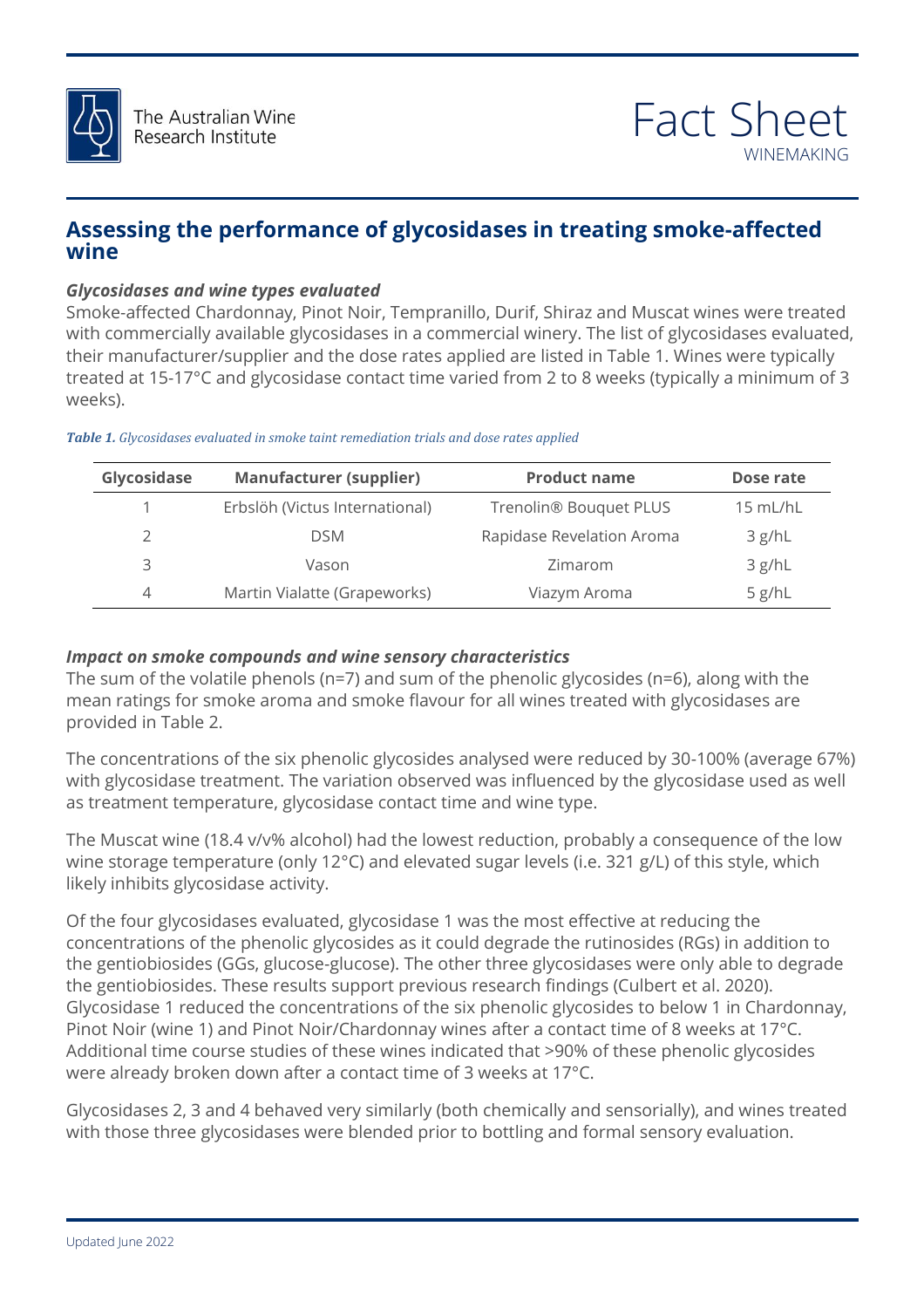## Assessing the performance of glycosidases in treating smoke-affected wine

### *Glycosidases and wine types evaluated*

Smoke-affected Chardonnay, Pinot Noir, Tempranillo, Durif, Shiraz and Muscat wines were treated with commercially available glycosidases in a commercial winery. The list of glycosidases evaluated, their manufacturer/supplier and the dose rates applied are listed in Table 1. Wines were typically treated at 15-17°C and glycosidase contact time varied from 2 to 8 weeks (typically a minimum of 3 weeks).

***Table 1.*** *Glycosidases evaluated in smoke taint remediation trials and dose rates applied*

| Glycosidase | Manufacturer (supplier) | Product name | Dose rate |
|---|---|---|---|
| 1 | Erbslöh (Victus International) | Trenolin® Bouquet PLUS | 15 mL/hL |
| 2 | DSM | Rapidase Revelation Aroma | 3 g/hL |
| 3 | Vason | Zimarom | 3 g/hL |
| 4 | Martin Vialatte (Grapeworks) | Viazym Aroma | 5 g/hL |

### *Impact on smoke compounds and wine sensory characteristics*

The sum of the volatile phenols (n=7) and sum of the phenolic glycosides (n=6), along with the mean ratings for smoke aroma and smoke flavour for all wines treated with glycosidases are provided in Table 2.

The concentrations of the six phenolic glycosides analysed were reduced by 30-100% (average 67%) with glycosidase treatment. The variation observed was influenced by the glycosidase used as well as treatment temperature, glycosidase contact time and wine type.

The Muscat wine (18.4 v/v% alcohol) had the lowest reduction, probably a consequence of the low wine storage temperature (only 12°C) and elevated sugar levels (i.e. 321 g/L) of this style, which likely inhibits glycosidase activity.

Of the four glycosidases evaluated, glycosidase 1 was the most effective at reducing the concentrations of the phenolic glycosides as it could degrade the rutinosides (RGs) in addition to the gentiobiosides (GGs, glucose-glucose). The other three glycosidases were only able to degrade the gentiobiosides. These results support previous research findings (Culbert et al. 2020). Glycosidase 1 reduced the concentrations of the six phenolic glycosides to below 1 in Chardonnay, Pinot Noir (wine 1) and Pinot Noir/Chardonnay wines after a contact time of 8 weeks at 17°C. Additional time course studies of these wines indicated that >90% of these phenolic glycosides were already broken down after a contact time of 3 weeks at 17°C.

Glycosidases 2, 3 and 4 behaved very similarly (both chemically and sensorially), and wines treated with those three glycosidases were blended prior to bottling and formal sensory evaluation.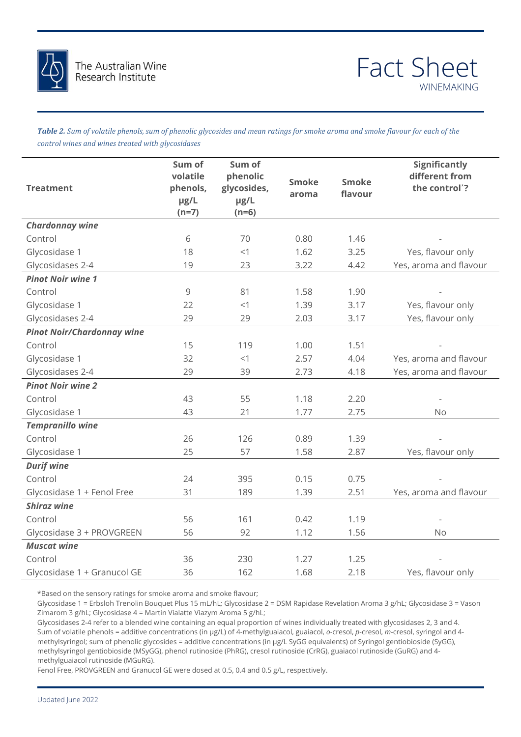***Table 2.*** *Sum of volatile phenols, sum of phenolic glycosides and mean ratings for smoke aroma and smoke flavour for each of the control wines and wines treated with glycosidases*

| Treatment | Sum of volatile phenols, µg/L (n=7) | Sum of phenolic glycosides, µg/L (n=6) | Smoke aroma | Smoke flavour | Significantly different from the control*? |
|---|---|---|---|---|---|
| ***Chardonnay wine*** | | | | | |
| Control | 6 | 70 | 0.80 | 1.46 | - |
| Glycosidase 1 | 18 | <1 | 1.62 | 3.25 | Yes, flavour only |
| Glycosidases 2-4 | 19 | 23 | 3.22 | 4.42 | Yes, aroma and flavour |
| ***Pinot Noir wine 1*** | | | | | |
| Control | 9 | 81 | 1.58 | 1.90 | - |
| Glycosidase 1 | 22 | <1 | 1.39 | 3.17 | Yes, flavour only |
| Glycosidases 2-4 | 29 | 29 | 2.03 | 3.17 | Yes, flavour only |
| ***Pinot Noir/Chardonnay wine*** | | | | | |
| Control | 15 | 119 | 1.00 | 1.51 | - |
| Glycosidase 1 | 32 | <1 | 2.57 | 4.04 | Yes, aroma and flavour |
| Glycosidases 2-4 | 29 | 39 | 2.73 | 4.18 | Yes, aroma and flavour |
| ***Pinot Noir wine 2*** | | | | | |
| Control | 43 | 55 | 1.18 | 2.20 | - |
| Glycosidase 1 | 43 | 21 | 1.77 | 2.75 | No |
| ***Tempranillo wine*** | | | | | |
| Control | 26 | 126 | 0.89 | 1.39 | - |
| Glycosidase 1 | 25 | 57 | 1.58 | 2.87 | Yes, flavour only |
| ***Durif wine*** | | | | | |
| Control | 24 | 395 | 0.15 | 0.75 | - |
| Glycosidase 1 + Fenol Free | 31 | 189 | 1.39 | 2.51 | Yes, aroma and flavour |
| ***Shiraz wine*** | | | | | |
| Control | 56 | 161 | 0.42 | 1.19 | - |
| Glycosidase 3 + PROVGREEN | 56 | 92 | 1.12 | 1.56 | No |
| ***Muscat wine*** | | | | | |
| Control | 36 | 230 | 1.27 | 1.25 | - |
| Glycosidase 1 + Granucol GE | 36 | 162 | 1.68 | 2.18 | Yes, flavour only |

*Based on the sensory ratings for smoke aroma and smoke flavour;

Glycosidase 1 = Erbsloh Trenolin Bouquet Plus 15 mL/hL; Glycosidase 2 = DSM Rapidase Revelation Aroma 3 g/hL; Glycosidase 3 = Vason Zimarom 3 g/hL; Glycosidase 4 = Martin Vialatte Viazym Aroma 5 g/hL;

Glycosidases 2-4 refer to a blended wine containing an equal proportion of wines individually treated with glycosidases 2, 3 and 4.

Sum of volatile phenols = additive concentrations (in µg/L) of 4-methylguaiacol, guaiacol, *o*-cresol, *p*-cresol, *m*-cresol, syringol and 4-methylsyringol; sum of phenolic glycosides = additive concentrations (in µg/L SyGG equivalents) of Syringol gentiobioside (SyGG), methylsyringol gentiobioside (MSyGG), phenol rutinoside (PhRG), cresol rutinoside (CrRG), guaiacol rutinoside (GuRG) and 4-methylguaiacol rutinoside (MGuRG).

Fenol Free, PROVGREEN and Granucol GE were dosed at 0.5, 0.4 and 0.5 g/L, respectively.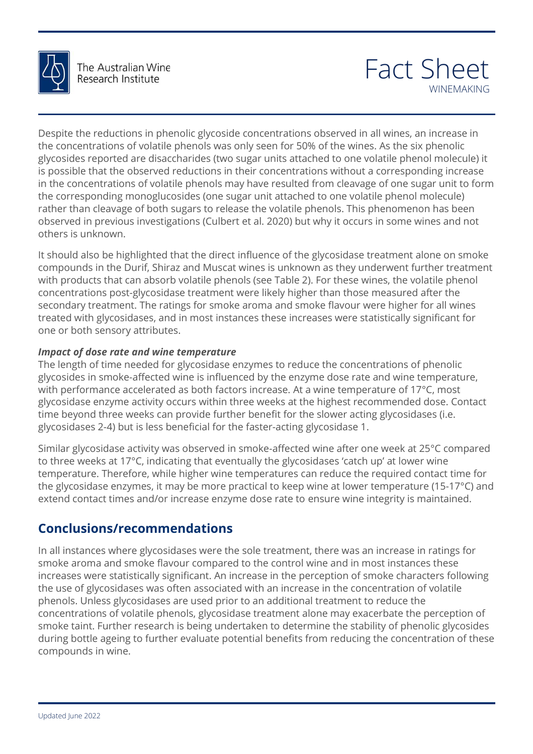Despite the reductions in phenolic glycoside concentrations observed in all wines, an increase in the concentrations of volatile phenols was only seen for 50% of the wines. As the six phenolic glycosides reported are disaccharides (two sugar units attached to one volatile phenol molecule) it is possible that the observed reductions in their concentrations without a corresponding increase in the concentrations of volatile phenols may have resulted from cleavage of one sugar unit to form the corresponding monoglucosides (one sugar unit attached to one volatile phenol molecule) rather than cleavage of both sugars to release the volatile phenols. This phenomenon has been observed in previous investigations (Culbert et al. 2020) but why it occurs in some wines and not others is unknown.

It should also be highlighted that the direct influence of the glycosidase treatment alone on smoke compounds in the Durif, Shiraz and Muscat wines is unknown as they underwent further treatment with products that can absorb volatile phenols (see Table 2). For these wines, the volatile phenol concentrations post-glycosidase treatment were likely higher than those measured after the secondary treatment. The ratings for smoke aroma and smoke flavour were higher for all wines treated with glycosidases, and in most instances these increases were statistically significant for one or both sensory attributes.

***Impact of dose rate and wine temperature***

The length of time needed for glycosidase enzymes to reduce the concentrations of phenolic glycosides in smoke-affected wine is influenced by the enzyme dose rate and wine temperature, with performance accelerated as both factors increase. At a wine temperature of 17°C, most glycosidase enzyme activity occurs within three weeks at the highest recommended dose. Contact time beyond three weeks can provide further benefit for the slower acting glycosidases (i.e. glycosidases 2-4) but is less beneficial for the faster-acting glycosidase 1.

Similar glycosidase activity was observed in smoke-affected wine after one week at 25°C compared to three weeks at 17°C, indicating that eventually the glycosidases 'catch up' at lower wine temperature. Therefore, while higher wine temperatures can reduce the required contact time for the glycosidase enzymes, it may be more practical to keep wine at lower temperature (15-17°C) and extend contact times and/or increase enzyme dose rate to ensure wine integrity is maintained.

## Conclusions/recommendations

In all instances where glycosidases were the sole treatment, there was an increase in ratings for smoke aroma and smoke flavour compared to the control wine and in most instances these increases were statistically significant. An increase in the perception of smoke characters following the use of glycosidases was often associated with an increase in the concentration of volatile phenols. Unless glycosidases are used prior to an additional treatment to reduce the concentrations of volatile phenols, glycosidase treatment alone may exacerbate the perception of smoke taint. Further research is being undertaken to determine the stability of phenolic glycosides during bottle ageing to further evaluate potential benefits from reducing the concentration of these compounds in wine.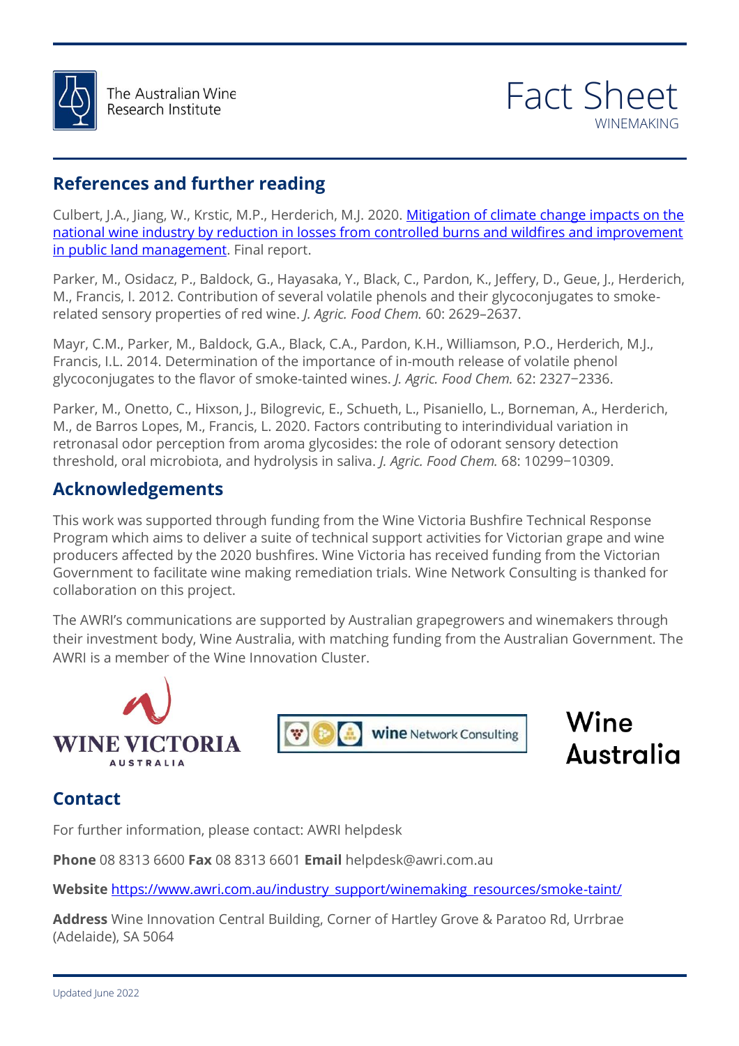## References and further reading

Culbert, J.A., Jiang, W., Krstic, M.P., Herderich, M.J. 2020. [Mitigation of climate change impacts on the national wine industry by reduction in losses from controlled burns and wildfires and improvement in public land management](). Final report.

Parker, M., Osidacz, P., Baldock, G., Hayasaka, Y., Black, C., Pardon, K., Jeffery, D., Geue, J., Herderich, M., Francis, I. 2012. Contribution of several volatile phenols and their glycoconjugates to smoke-related sensory properties of red wine. *J. Agric. Food Chem.* 60: 2629–2637.

Mayr, C.M., Parker, M., Baldock, G.A., Black, C.A., Pardon, K.H., Williamson, P.O., Herderich, M.J., Francis, I.L. 2014. Determination of the importance of in-mouth release of volatile phenol glycoconjugates to the flavor of smoke-tainted wines. *J. Agric. Food Chem.* 62: 2327−2336.

Parker, M., Onetto, C., Hixson, J., Bilogrevic, E., Schueth, L., Pisaniello, L., Borneman, A., Herderich, M., de Barros Lopes, M., Francis, L. 2020. Factors contributing to interindividual variation in retronasal odor perception from aroma glycosides: the role of odorant sensory detection threshold, oral microbiota, and hydrolysis in saliva. *J. Agric. Food Chem.* 68: 10299−10309.

## Acknowledgements

This work was supported through funding from the Wine Victoria Bushfire Technical Response Program which aims to deliver a suite of technical support activities for Victorian grape and wine producers affected by the 2020 bushfires. Wine Victoria has received funding from the Victorian Government to facilitate wine making remediation trials. Wine Network Consulting is thanked for collaboration on this project.

The AWRI's communications are supported by Australian grapegrowers and winemakers through their investment body, Wine Australia, with matching funding from the Australian Government. The AWRI is a member of the Wine Innovation Cluster.

## Contact

For further information, please contact: AWRI helpdesk

**Phone** 08 8313 6600 **Fax** 08 8313 6601 **Email** helpdesk@awri.com.au

**Website** [https://www.awri.com.au/industry_support/winemaking_resources/smoke-taint/](https://www.awri.com.au/industry_support/winemaking_resources/smoke-taint/)

**Address** Wine Innovation Central Building, Corner of Hartley Grove & Paratoo Rd, Urrbrae (Adelaide), SA 5064

Updated June 2022